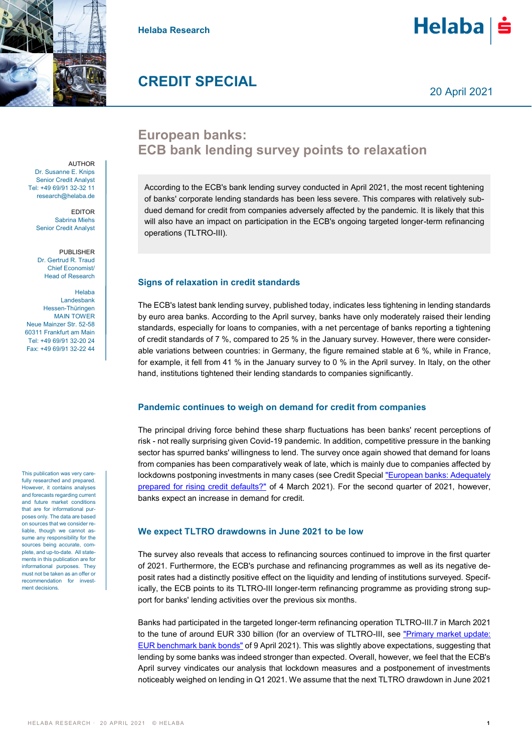Helaba Research

# CREDIT SPECIAL

20 April 2021

## European banks: ECB bank lending survey points to relaxation

AUTHOR
Dr. Susanne E. Knips
Senior Credit Analyst
Tel: +49 69/91 32-32 11
research@helaba.de

EDITOR
Sabrina Miehs
Senior Credit Analyst

PUBLISHER
Dr. Gertrud R. Traud
Chief Economist/
Head of Research

Helaba
Landesbank
Hessen-Thüringen
MAIN TOWER
Neue Mainzer Str. 52-58
60311 Frankfurt am Main
Tel: +49 69/91 32-20 24
Fax: +49 69/91 32-22 44

This publication was very carefully researched and prepared. However, it contains analyses and forecasts regarding current and future market conditions that are for informational purposes only. The data are based on sources that we consider reliable, though we cannot assume any responsibility for the sources being accurate, complete, and up-to-date. All statements in this publication are for informational purposes. They must not be taken as an offer or recommendation for investment decisions.

According to the ECB's bank lending survey conducted in April 2021, the most recent tightening of banks' corporate lending standards has been less severe. This compares with relatively subdued demand for credit from companies adversely affected by the pandemic. It is likely that this will also have an impact on participation in the ECB's ongoing targeted longer-term refinancing operations (TLTRO-III).

### Signs of relaxation in credit standards

The ECB's latest bank lending survey, published today, indicates less tightening in lending standards by euro area banks. According to the April survey, banks have only moderately raised their lending standards, especially for loans to companies, with a net percentage of banks reporting a tightening of credit standards of 7 %, compared to 25 % in the January survey. However, there were considerable variations between countries: in Germany, the figure remained stable at 6 %, while in France, for example, it fell from 41 % in the January survey to 0 % in the April survey. In Italy, on the other hand, institutions tightened their lending standards to companies significantly.

### Pandemic continues to weigh on demand for credit from companies

The principal driving force behind these sharp fluctuations has been banks' recent perceptions of risk - not really surprising given Covid-19 pandemic. In addition, competitive pressure in the banking sector has spurred banks' willingness to lend. The survey once again showed that demand for loans from companies has been comparatively weak of late, which is mainly due to companies affected by lockdowns postponing investments in many cases (see Credit Special "European banks: Adequately prepared for rising credit defaults?" of 4 March 2021). For the second quarter of 2021, however, banks expect an increase in demand for credit.

### We expect TLTRO drawdowns in June 2021 to be low

The survey also reveals that access to refinancing sources continued to improve in the first quarter of 2021. Furthermore, the ECB's purchase and refinancing programmes as well as its negative deposit rates had a distinctly positive effect on the liquidity and lending of institutions surveyed. Specifically, the ECB points to its TLTRO-III longer-term refinancing programme as providing strong support for banks' lending activities over the previous six months.

Banks had participated in the targeted longer-term refinancing operation TLTRO-III.7 in March 2021 to the tune of around EUR 330 billion (for an overview of TLTRO-III, see "Primary market update: EUR benchmark bank bonds" of 9 April 2021). This was slightly above expectations, suggesting that lending by some banks was indeed stronger than expected. Overall, however, we feel that the ECB's April survey vindicates our analysis that lockdown measures and a postponement of investments noticeably weighed on lending in Q1 2021. We assume that the next TLTRO drawdown in June 2021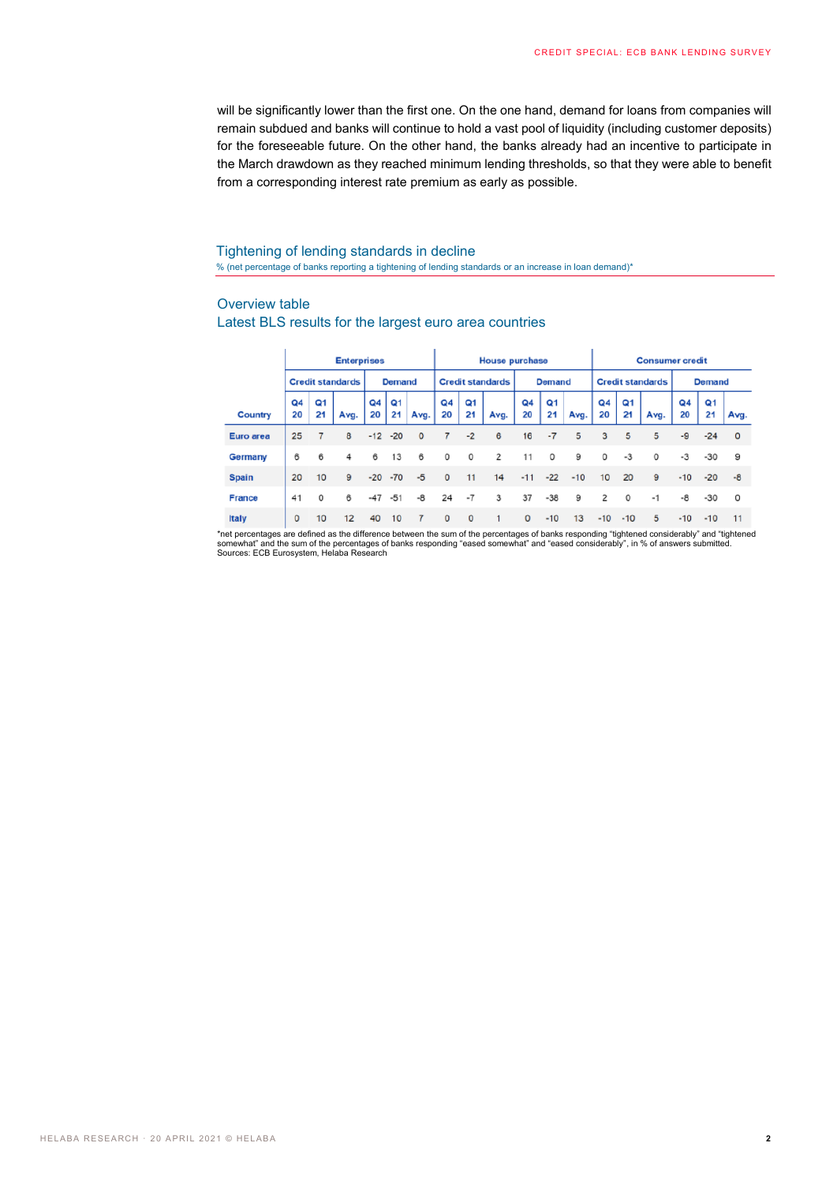will be significantly lower than the first one. On the one hand, demand for loans from companies will remain subdued and banks will continue to hold a vast pool of liquidity (including customer deposits) for the foreseeable future. On the other hand, the banks already had an incentive to participate in the March drawdown as they reached minimum lending thresholds, so that they were able to benefit from a corresponding interest rate premium as early as possible.

## Tightening of lending standards in decline

% (net percentage of banks reporting a tightening of lending standards or an increase in loan demand)*

### Overview table

### Latest BLS results for the largest euro area countries

| | Enterprises | | | | | | House purchase | | | | | | Consumer credit | | | | | |
|---|---|---|---|---|---|---|---|---|---|---|---|---|---|---|---|---|---|---|
| | Credit standards | | | Demand | | | Credit standards | | | Demand | | | Credit standards | | | Demand | | |
| Country | Q4 20 | Q1 21 | Avg. | Q4 20 | Q1 21 | Avg. | Q4 20 | Q1 21 | Avg. | Q4 20 | Q1 21 | Avg. | Q4 20 | Q1 21 | Avg. | Q4 20 | Q1 21 | Avg. |
| Euro area | 25 | 7 | 8 | -12 | -20 | 0 | 7 | -2 | 6 | 16 | -7 | 5 | 3 | 5 | 5 | -9 | -24 | 0 |
| Germany | 6 | 6 | 4 | 6 | 13 | 6 | 0 | 0 | 2 | 11 | 0 | 9 | 0 | -3 | 0 | -3 | -30 | 9 |
| Spain | 20 | 10 | 9 | -20 | -70 | -5 | 0 | 11 | 14 | -11 | -22 | -10 | 10 | 20 | 9 | -10 | -20 | -8 |
| France | 41 | 0 | 6 | -47 | -51 | -8 | 24 | -7 | 3 | 37 | -38 | 9 | 2 | 0 | -1 | -8 | -30 | 0 |
| Italy | 0 | 10 | 12 | 40 | 10 | 7 | 0 | 0 | 1 | 0 | -10 | 13 | -10 | -10 | 5 | -10 | -10 | 11 |

*net percentages are defined as the difference between the sum of the percentages of banks responding "tightened considerably" and "tightened somewhat" and the sum of the percentages of banks responding "eased somewhat" and "eased considerably", in % of answers submitted.
Sources: ECB Eurosystem, Helaba Research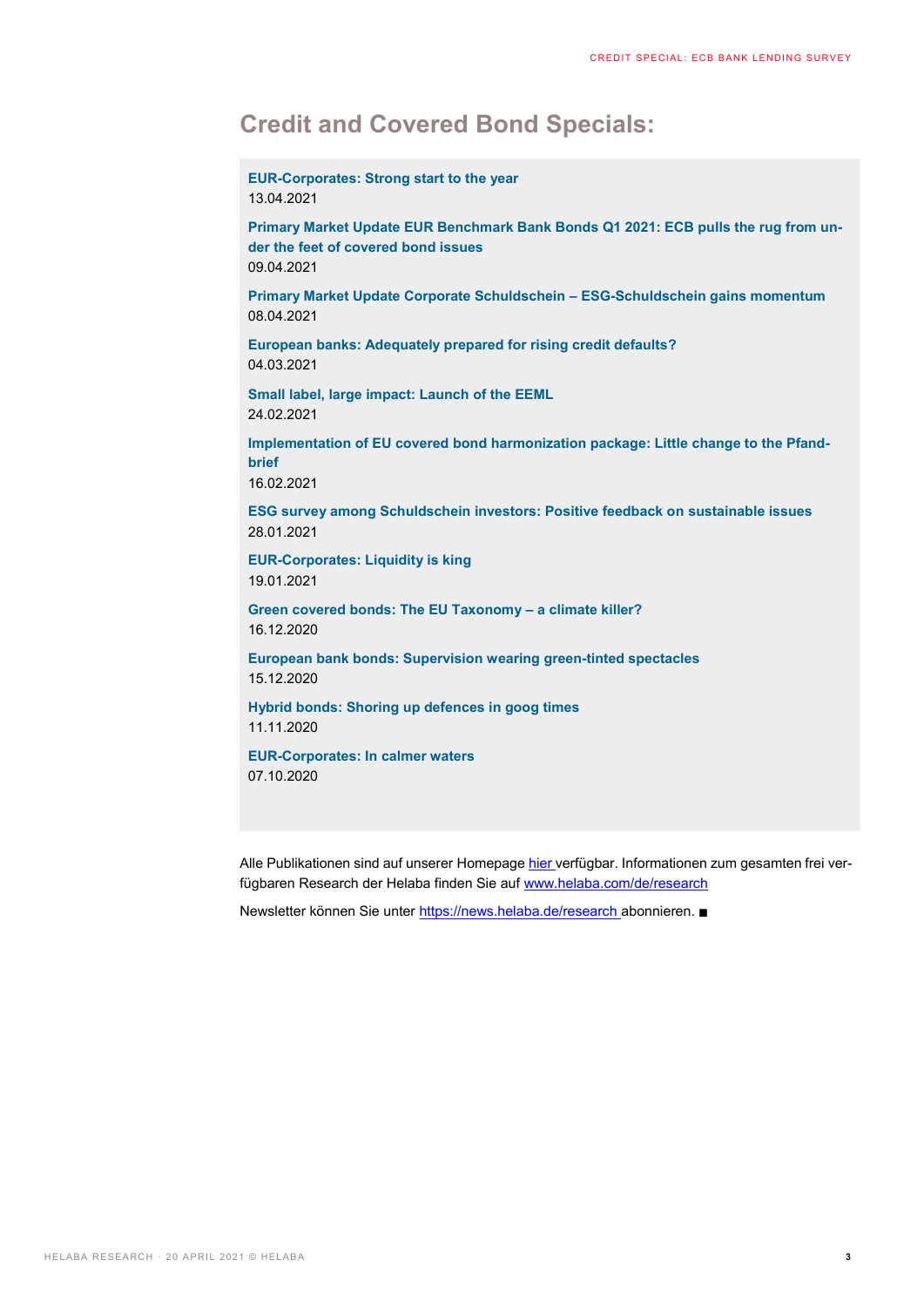## Credit and Covered Bond Specials:

**EUR-Corporates: Strong start to the year**
13.04.2021

**Primary Market Update EUR Benchmark Bank Bonds Q1 2021: ECB pulls the rug from under the feet of covered bond issues**
09.04.2021

**Primary Market Update Corporate Schuldschein – ESG-Schuldschein gains momentum**
08.04.2021

**European banks: Adequately prepared for rising credit defaults?**
04.03.2021

**Small label, large impact: Launch of the EEML**
24.02.2021

**Implementation of EU covered bond harmonization package: Little change to the Pfandbrief**
16.02.2021

**ESG survey among Schuldschein investors: Positive feedback on sustainable issues**
28.01.2021

**EUR-Corporates: Liquidity is king**
19.01.2021

**Green covered bonds: The EU Taxonomy – a climate killer?**
16.12.2020

**European bank bonds: Supervision wearing green-tinted spectacles**
15.12.2020

**Hybrid bonds: Shoring up defences in goog times**
11.11.2020

**EUR-Corporates: In calmer waters**
07.10.2020

Alle Publikationen sind auf unserer Homepage hier verfügbar. Informationen zum gesamten frei verfügbaren Research der Helaba finden Sie auf www.helaba.com/de/research

Newsletter können Sie unter https://news.helaba.de/research abonnieren. ■